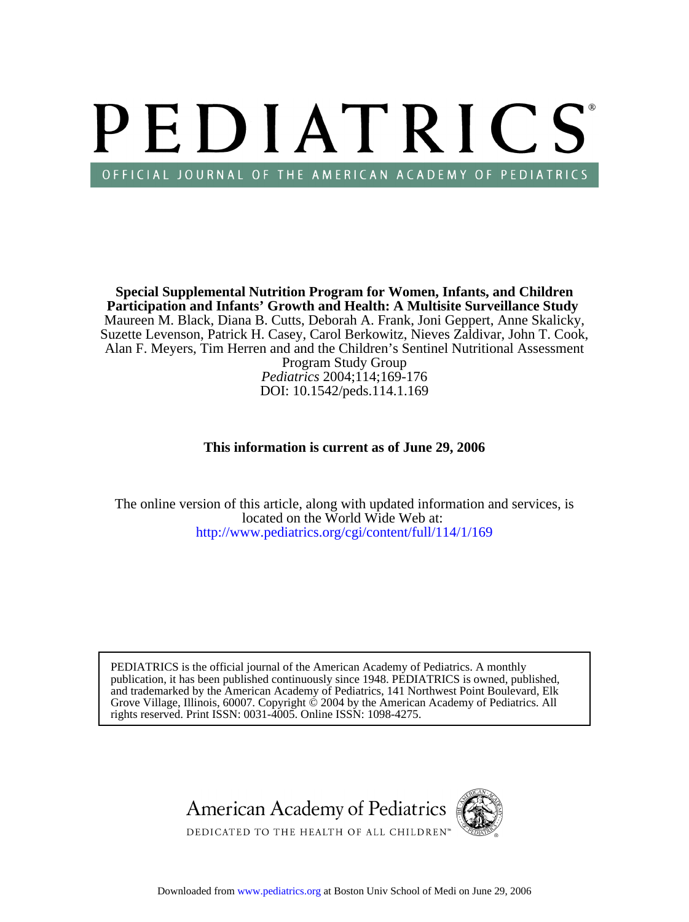# PEDIATRICS®

OFFICIAL JOURNAL OF THE AMERICAN ACADEMY OF PEDIATRICS

**Special Supplemental Nutrition Program for Women, Infants, and Children Participation and Infants' Growth and Health: A Multisite Surveillance Study**

Maureen M. Black, Diana B. Cutts, Deborah A. Frank, Joni Geppert, Anne Skalicky, Suzette Levenson, Patrick H. Casey, Carol Berkowitz, Nieves Zaldivar, John T. Cook, Alan F. Meyers, Tim Herren and and the Children's Sentinel Nutritional Assessment Program Study Group

*Pediatrics* 2004;114;169-176

DOI: 10.1542/peds.114.1.169

**This information is current as of June 29, 2006**

The online version of this article, along with updated information and services, is located on the World Wide Web at:

http://www.pediatrics.org/cgi/content/full/114/1/169

PEDIATRICS is the official journal of the American Academy of Pediatrics. A monthly publication, it has been published continuously since 1948. PEDIATRICS is owned, published, and trademarked by the American Academy of Pediatrics, 141 Northwest Point Boulevard, Elk Grove Village, Illinois, 60007. Copyright © 2004 by the American Academy of Pediatrics. All rights reserved. Print ISSN: 0031-4005. Online ISSN: 1098-4275.

American Academy of Pediatrics

DEDICATED TO THE HEALTH OF ALL CHILDREN™

Downloaded from www.pediatrics.org at Boston Univ School of Medi on June 29, 2006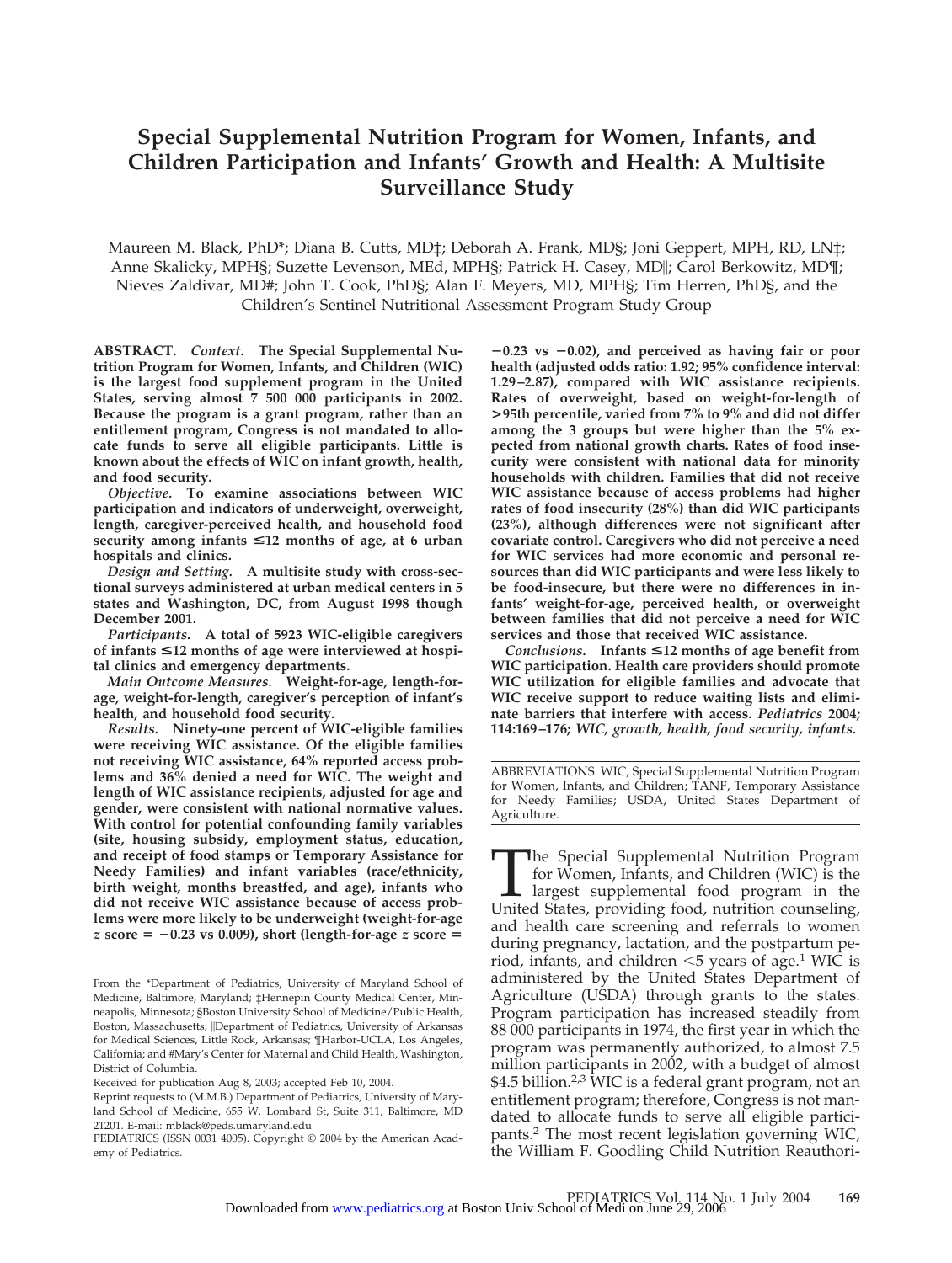# Special Supplemental Nutrition Program for Women, Infants, and Children Participation and Infants' Growth and Health: A Multisite Surveillance Study

Maureen M. Black, PhD*; Diana B. Cutts, MD‡; Deborah A. Frank, MD§; Joni Geppert, MPH, RD, LN‡; Anne Skalicky, MPH§; Suzette Levenson, MEd, MPH§; Patrick H. Casey, MD‖; Carol Berkowitz, MD¶; Nieves Zaldivar, MD#; John T. Cook, PhD§; Alan F. Meyers, MD, MPH§; Tim Herren, PhD§, and the Children's Sentinel Nutritional Assessment Program Study Group

**ABSTRACT.** ***Context.*** **The Special Supplemental Nutrition Program for Women, Infants, and Children (WIC) is the largest food supplement program in the United States, serving almost 7 500 000 participants in 2002. Because the program is a grant program, rather than an entitlement program, Congress is not mandated to allocate funds to serve all eligible participants. Little is known about the effects of WIC on infant growth, health, and food security.**

***Objective.*** **To examine associations between WIC participation and indicators of underweight, overweight, length, caregiver-perceived health, and household food security among infants ≤12 months of age, at 6 urban hospitals and clinics.**

***Design and Setting.*** **A multisite study with cross-sectional surveys administered at urban medical centers in 5 states and Washington, DC, from August 1998 though December 2001.**

***Participants.*** **A total of 5923 WIC-eligible caregivers of infants ≤12 months of age were interviewed at hospital clinics and emergency departments.**

***Main Outcome Measures.*** **Weight-for-age, length-for-age, weight-for-length, caregiver's perception of infant's health, and household food security.**

***Results.*** **Ninety-one percent of WIC-eligible families were receiving WIC assistance. Of the eligible families not receiving WIC assistance, 64% reported access problems and 36% denied a need for WIC. The weight and length of WIC assistance recipients, adjusted for age and gender, were consistent with national normative values. With control for potential confounding family variables (site, housing subsidy, employment status, education, and receipt of food stamps or Temporary Assistance for Needy Families) and infant variables (race/ethnicity, birth weight, months breastfed, and age), infants who did not receive WIC assistance because of access problems were more likely to be underweight (weight-for-age *z* score = −0.23 vs 0.009), short (length-for-age *z* score = −0.23 vs −0.02), and perceived as having fair or poor health (adjusted odds ratio: 1.92; 95% confidence interval: 1.29–2.87), compared with WIC assistance recipients. Rates of overweight, based on weight-for-length of >95th percentile, varied from 7% to 9% and did not differ among the 3 groups but were higher than the 5% expected from national growth charts. Rates of food insecurity were consistent with national data for minority households with children. Families that did not receive WIC assistance because of access problems had higher rates of food insecurity (28%) than did WIC participants (23%), although differences were not significant after covariate control. Caregivers who did not perceive a need for WIC services had more economic and personal resources than did WIC participants and were less likely to be food-insecure, but there were no differences in infants' weight-for-age, perceived health, or overweight between families that did not perceive a need for WIC services and those that received WIC assistance.**

***Conclusions.*** **Infants ≤12 months of age benefit from WIC participation. Health care providers should promote WIC utilization for eligible families and advocate that WIC receive support to reduce waiting lists and eliminate barriers that interfere with access.** ***Pediatrics*** **2004; 114:169–176;** ***WIC, growth, health, food security, infants.***

ABBREVIATIONS. WIC, Special Supplemental Nutrition Program for Women, Infants, and Children; TANF, Temporary Assistance for Needy Families; USDA, United States Department of Agriculture.

The Special Supplemental Nutrition Program for Women, Infants, and Children (WIC) is the largest supplemental food program in the United States, providing food, nutrition counseling, and health care screening and referrals to women during pregnancy, lactation, and the postpartum period, infants, and children <5 years of age.[1] WIC is administered by the United States Department of Agriculture (USDA) through grants to the states. Program participation has increased steadily from 88 000 participants in 1974, the first year in which the program was permanently authorized, to almost 7.5 million participants in 2002, with a budget of almost \$4.5 billion.[2,3] WIC is a federal grant program, not an entitlement program; therefore, Congress is not mandated to allocate funds to serve all eligible participants.[2] The most recent legislation governing WIC, the William F. Goodling Child Nutrition Reauthori-

From the *Department of Pediatrics, University of Maryland School of Medicine, Baltimore, Maryland; ‡Hennepin County Medical Center, Minneapolis, Minnesota; §Boston University School of Medicine/Public Health, Boston, Massachusetts; ‖Department of Pediatrics, University of Arkansas for Medical Sciences, Little Rock, Arkansas; ¶Harbor-UCLA, Los Angeles, California; and #Mary's Center for Maternal and Child Health, Washington, District of Columbia.

Received for publication Aug 8, 2003; accepted Feb 10, 2004.

Reprint requests to (M.M.B.) Department of Pediatrics, University of Maryland School of Medicine, 655 W. Lombard St, Suite 311, Baltimore, MD 21201. E-mail: mblack@peds.umaryland.edu

PEDIATRICS (ISSN 0031 4005). Copyright © 2004 by the American Academy of Pediatrics.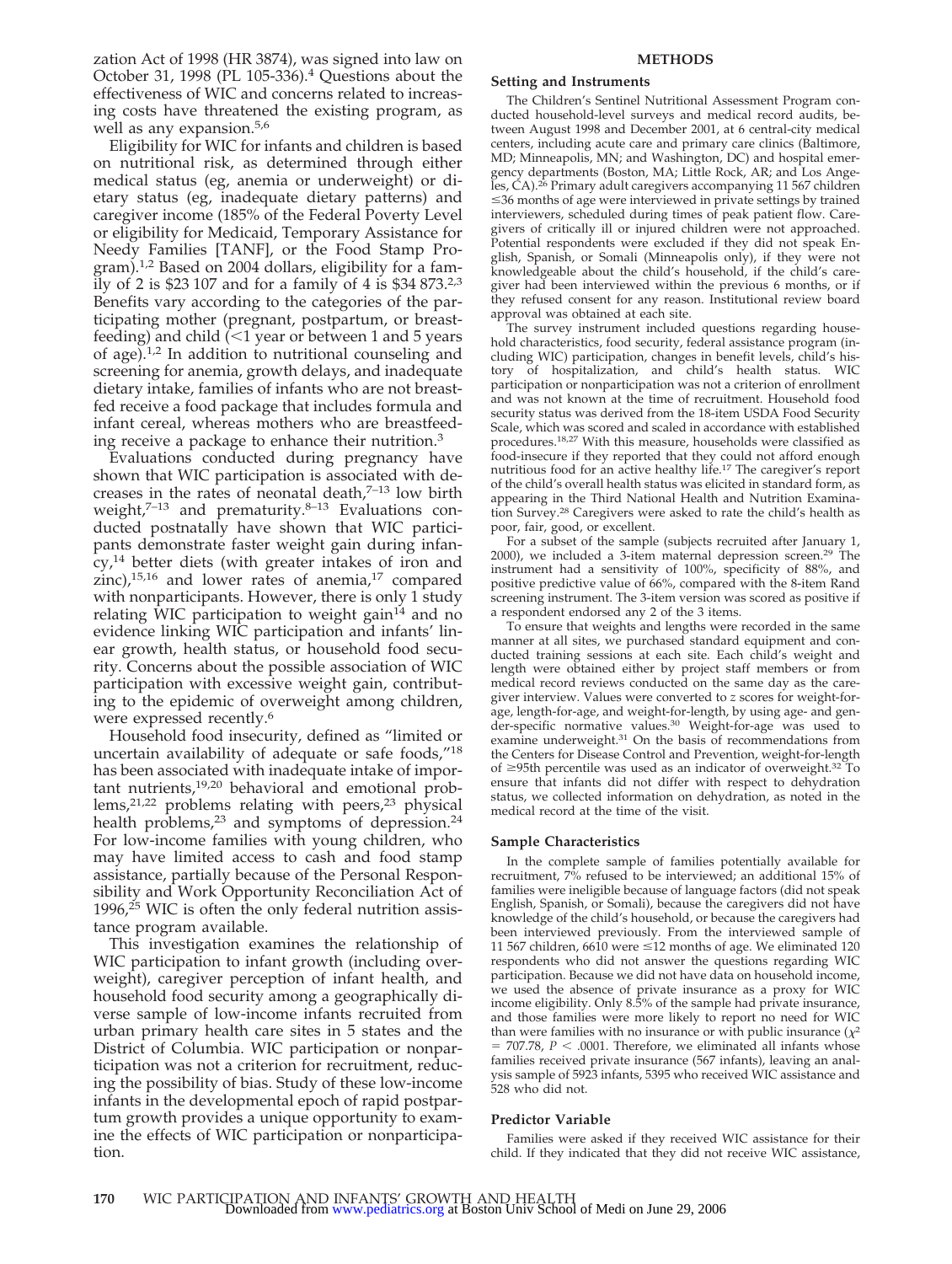zation Act of 1998 (HR 3874), was signed into law on October 31, 1998 (PL 105-336).[4] Questions about the effectiveness of WIC and concerns related to increasing costs have threatened the existing program, as well as any expansion.[5,6]

Eligibility for WIC for infants and children is based on nutritional risk, as determined through either medical status (eg, anemia or underweight) or dietary status (eg, inadequate dietary patterns) and caregiver income (185% of the Federal Poverty Level or eligibility for Medicaid, Temporary Assistance for Needy Families [TANF], or the Food Stamp Program).[1,2] Based on 2004 dollars, eligibility for a family of 2 is $23 107 and for a family of 4 is $34 873.[2,3] Benefits vary according to the categories of the participating mother (pregnant, postpartum, or breastfeeding) and child (<1 year or between 1 and 5 years of age).[1,2] In addition to nutritional counseling and screening for anemia, growth delays, and inadequate dietary intake, families of infants who are not breastfed receive a food package that includes formula and infant cereal, whereas mothers who are breastfeeding receive a package to enhance their nutrition.[3]

Evaluations conducted during pregnancy have shown that WIC participation is associated with decreases in the rates of neonatal death,[7–13] low birth weight,[7–13] and prematurity.[8–13] Evaluations conducted postnatally have shown that WIC participants demonstrate faster weight gain during infancy,[14] better diets (with greater intakes of iron and zinc),[15,16] and lower rates of anemia,[17] compared with nonparticipants. However, there is only 1 study relating WIC participation to weight gain[14] and no evidence linking WIC participation and infants' linear growth, health status, or household food security. Concerns about the possible association of WIC participation with excessive weight gain, contributing to the epidemic of overweight among children, were expressed recently.[6]

Household food insecurity, defined as "limited or uncertain availability of adequate or safe foods,"[18] has been associated with inadequate intake of important nutrients,[19,20] behavioral and emotional problems,[21,22] problems relating with peers,[23] physical health problems,[23] and symptoms of depression.[24] For low-income families with young children, who may have limited access to cash and food stamp assistance, partially because of the Personal Responsibility and Work Opportunity Reconciliation Act of 1996,[25] WIC is often the only federal nutrition assistance program available.

This investigation examines the relationship of WIC participation to infant growth (including overweight), caregiver perception of infant health, and household food security among a geographically diverse sample of low-income infants recruited from urban primary health care sites in 5 states and the District of Columbia. WIC participation or nonparticipation was not a criterion for recruitment, reducing the possibility of bias. Study of these low-income infants in the developmental epoch of rapid postpartum growth provides a unique opportunity to examine the effects of WIC participation or nonparticipation.

## METHODS

### Setting and Instruments

The Children's Sentinel Nutritional Assessment Program conducted household-level surveys and medical record audits, between August 1998 and December 2001, at 6 central-city medical centers, including acute care and primary care clinics (Baltimore, MD; Minneapolis, MN; and Washington, DC) and hospital emergency departments (Boston, MA; Little Rock, AR; and Los Angeles, CA).[26] Primary adult caregivers accompanying 11 567 children ≤36 months of age were interviewed in private settings by trained interviewers, scheduled during times of peak patient flow. Caregivers of critically ill or injured children were not approached. Potential respondents were excluded if they did not speak English, Spanish, or Somali (Minneapolis only), if they were not knowledgeable about the child's household, if the child's caregiver had been interviewed within the previous 6 months, or if they refused consent for any reason. Institutional review board approval was obtained at each site.

The survey instrument included questions regarding household characteristics, food security, federal assistance program (including WIC) participation, changes in benefit levels, child's history of hospitalization, and child's health status. WIC participation or nonparticipation was not a criterion of enrollment and was not known at the time of recruitment. Household food security status was derived from the 18-item USDA Food Security Scale, which was scored and scaled in accordance with established procedures.[18,27] With this measure, households were classified as food-insecure if they reported that they could not afford enough nutritious food for an active healthy life.[17] The caregiver's report of the child's overall health status was elicited in standard form, as appearing in the Third National Health and Nutrition Examination Survey.[28] Caregivers were asked to rate the child's health as poor, fair, good, or excellent.

For a subset of the sample (subjects recruited after January 1, 2000), we included a 3-item maternal depression screen.[29] The instrument had a sensitivity of 100%, specificity of 88%, and positive predictive value of 66%, compared with the 8-item Rand screening instrument. The 3-item version was scored as positive if a respondent endorsed any 2 of the 3 items.

To ensure that weights and lengths were recorded in the same manner at all sites, we purchased standard equipment and conducted training sessions at each site. Each child's weight and length were obtained either by project staff members or from medical record reviews conducted on the same day as the caregiver interview. Values were converted to *z* scores for weight-for-age, length-for-age, and weight-for-length, by using age- and gender-specific normative values.[30] Weight-for-age was used to examine underweight.[31] On the basis of recommendations from the Centers for Disease Control and Prevention, weight-for-length of ≥95th percentile was used as an indicator of overweight.[32] To ensure that infants did not differ with respect to dehydration status, we collected information on dehydration, as noted in the medical record at the time of the visit.

### Sample Characteristics

In the complete sample of families potentially available for recruitment, 7% refused to be interviewed; an additional 15% of families were ineligible because of language factors (did not speak English, Spanish, or Somali), because the caregivers did not have knowledge of the child's household, or because the caregivers had been interviewed previously. From the interviewed sample of 11 567 children, 6610 were ≤12 months of age. We eliminated 120 respondents who did not answer the questions regarding WIC participation. Because we did not have data on household income, we used the absence of private insurance as a proxy for WIC income eligibility. Only 8.5% of the sample had private insurance, and those families were more likely to report no need for WIC than were families with no insurance or with public insurance ($\chi^2 = 707.78$, $P < .0001$. Therefore, we eliminated all infants whose families received private insurance (567 infants), leaving an analysis sample of 5923 infants, 5395 who received WIC assistance and 528 who did not.

### Predictor Variable

Families were asked if they received WIC assistance for their child. If they indicated that they did not receive WIC assistance,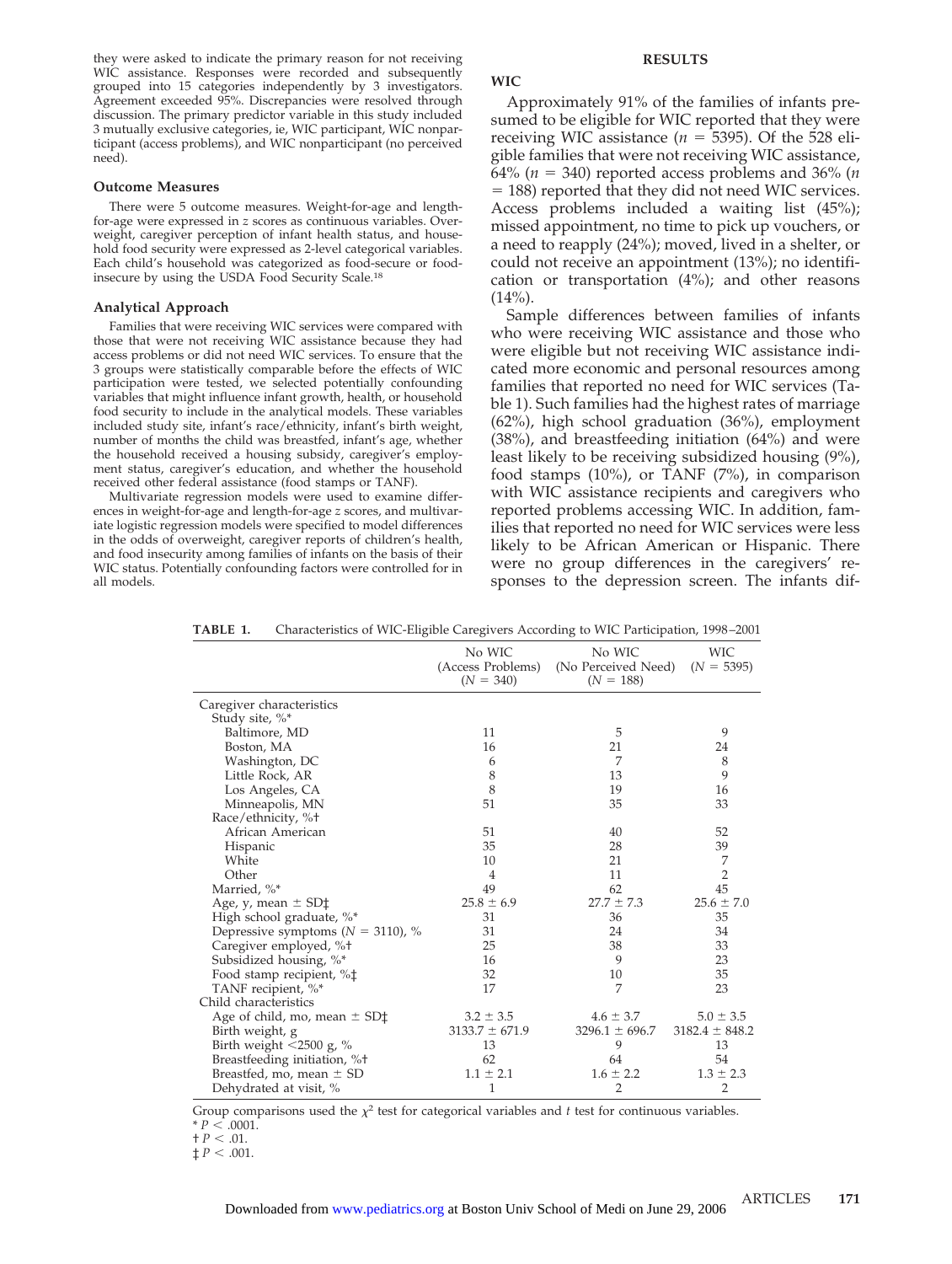they were asked to indicate the primary reason for not receiving WIC assistance. Responses were recorded and subsequently grouped into 15 categories independently by 3 investigators. Agreement exceeded 95%. Discrepancies were resolved through discussion. The primary predictor variable in this study included 3 mutually exclusive categories, ie, WIC participant, WIC nonparticipant (access problems), and WIC nonparticipant (no perceived need).

### Outcome Measures

There were 5 outcome measures. Weight-for-age and length-for-age were expressed in *z* scores as continuous variables. Overweight, caregiver perception of infant health status, and household food security were expressed as 2-level categorical variables. Each child's household was categorized as food-secure or food-insecure by using the USDA Food Security Scale.[18]

### Analytical Approach

Families that were receiving WIC services were compared with those that were not receiving WIC assistance because they had access problems or did not need WIC services. To ensure that the 3 groups were statistically comparable before the effects of WIC participation were tested, we selected potentially confounding variables that might influence infant growth, health, or household food security to include in the analytical models. These variables included study site, infant's race/ethnicity, infant's birth weight, number of months the child was breastfed, infant's age, whether the household received a housing subsidy, caregiver's employment status, caregiver's education, and whether the household received other federal assistance (food stamps or TANF).

Multivariate regression models were used to examine differences in weight-for-age and length-for-age *z* scores, and multivariate logistic regression models were specified to model differences in the odds of overweight, caregiver reports of children's health, and food insecurity among families of infants on the basis of their WIC status. Potentially confounding factors were controlled for in all models.

## RESULTS

### WIC

Approximately 91% of the families of infants presumed to be eligible for WIC reported that they were receiving WIC assistance ($n = 5395$). Of the 528 eligible families that were not receiving WIC assistance, 64% ($n = 340$) reported access problems and 36% ($n = 188$) reported that they did not need WIC services. Access problems included a waiting list (45%); missed appointment, no time to pick up vouchers, or a need to reapply (24%); moved, lived in a shelter, or could not receive an appointment (13%); no identification or transportation (4%); and other reasons (14%).

Sample differences between families of infants who were receiving WIC assistance and those who were eligible but not receiving WIC assistance indicated more economic and personal resources among families that reported no need for WIC services (Table 1). Such families had the highest rates of marriage (62%), high school graduation (36%), employment (38%), and breastfeeding initiation (64%) and were least likely to be receiving subsidized housing (9%), food stamps (10%), or TANF (7%), in comparison with WIC assistance recipients and caregivers who reported problems accessing WIC. In addition, families that reported no need for WIC services were less likely to be African American or Hispanic. There were no group differences in the caregivers' responses to the depression screen. The infants dif-

**TABLE 1.** Characteristics of WIC-Eligible Caregivers According to WIC Participation, 1998–2001

| | No WIC (Access Problems) ($N = 340$) | No WIC (No Perceived Need) ($N = 188$) | WIC ($N = 5395$) |
|---|---|---|---|
| Caregiver characteristics | | | |
| Study site, %* | | | |
| Baltimore, MD | 11 | 5 | 9 |
| Boston, MA | 16 | 21 | 24 |
| Washington, DC | 6 | 7 | 8 |
| Little Rock, AR | 8 | 13 | 9 |
| Los Angeles, CA | 8 | 19 | 16 |
| Minneapolis, MN | 51 | 35 | 33 |
| Race/ethnicity, %† | | | |
| African American | 51 | 40 | 52 |
| Hispanic | 35 | 28 | 39 |
| White | 10 | 21 | 7 |
| Other | 4 | 11 | 2 |
| Married, %* | 49 | 62 | 45 |
| Age, y, mean ± SD‡ | 25.8 ± 6.9 | 27.7 ± 7.3 | 25.6 ± 7.0 |
| High school graduate, %* | 31 | 36 | 35 |
| Depressive symptoms ($N = 3110$), % | 31 | 24 | 34 |
| Caregiver employed, %† | 25 | 38 | 33 |
| Subsidized housing, %* | 16 | 9 | 23 |
| Food stamp recipient, %‡ | 32 | 10 | 35 |
| TANF recipient, %* | 17 | 7 | 23 |
| Child characteristics | | | |
| Age of child, mo, mean ± SD‡ | 3.2 ± 3.5 | 4.6 ± 3.7 | 5.0 ± 3.5 |
| Birth weight, g | 3133.7 ± 671.9 | 3296.1 ± 696.7 | 3182.4 ± 848.2 |
| Birth weight <2500 g, % | 13 | 9 | 13 |
| Breastfeeding initiation, %† | 62 | 64 | 54 |
| Breastfed, mo, mean ± SD | 1.1 ± 2.1 | 1.6 ± 2.2 | 1.3 ± 2.3 |
| Dehydrated at visit, % | 1 | 2 | 2 |

Group comparisons used the $\chi^2$ test for categorical variables and *t* test for continuous variables.
* $P < .0001$.
† $P < .01$.
‡ $P < .001$.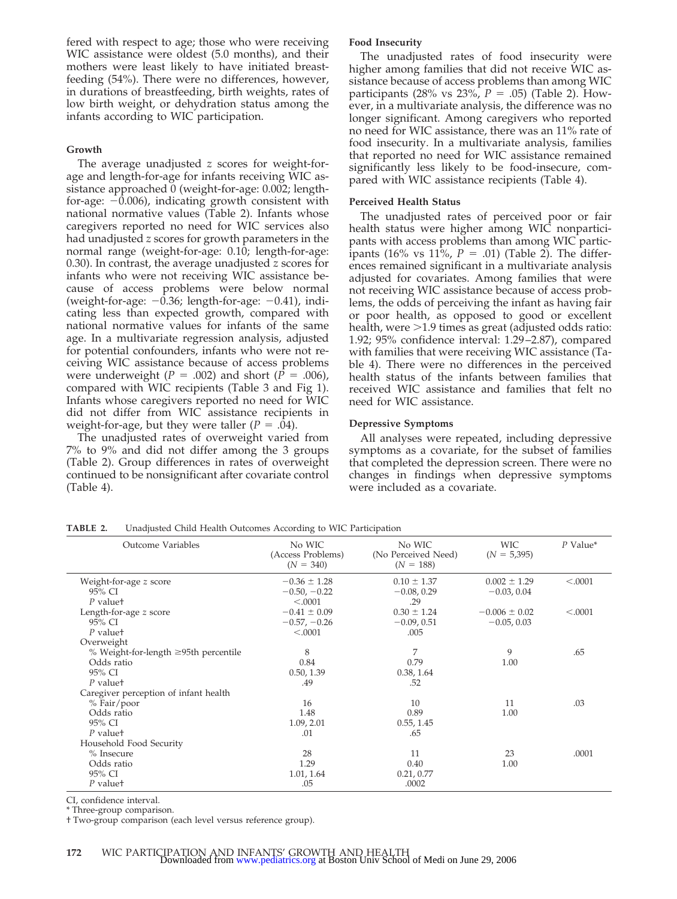fered with respect to age; those who were receiving WIC assistance were oldest (5.0 months), and their mothers were least likely to have initiated breastfeeding (54%). There were no differences, however, in durations of breastfeeding, birth weights, rates of low birth weight, or dehydration status among the infants according to WIC participation.

### Growth

The average unadjusted *z* scores for weight-for-age and length-for-age for infants receiving WIC assistance approached 0 (weight-for-age: 0.002; length-for-age: −0.006), indicating growth consistent with national normative values (Table 2). Infants whose caregivers reported no need for WIC services also had unadjusted *z* scores for growth parameters in the normal range (weight-for-age: 0.10; length-for-age: 0.30). In contrast, the average unadjusted *z* scores for infants who were not receiving WIC assistance because of access problems were below normal (weight-for-age: −0.36; length-for-age: −0.41), indicating less than expected growth, compared with national normative values for infants of the same age. In a multivariate regression analysis, adjusted for potential confounders, infants who were not receiving WIC assistance because of access problems were underweight ($P = .002$) and short ($P = .006$), compared with WIC recipients (Table 3 and Fig 1). Infants whose caregivers reported no need for WIC did not differ from WIC assistance recipients in weight-for-age, but they were taller ($P = .04$).

The unadjusted rates of overweight varied from 7% to 9% and did not differ among the 3 groups (Table 2). Group differences in rates of overweight continued to be nonsignificant after covariate control (Table 4).

### Food Insecurity

The unadjusted rates of food insecurity were higher among families that did not receive WIC assistance because of access problems than among WIC participants (28% vs 23%, $P = .05$) (Table 2). However, in a multivariate analysis, the difference was no longer significant. Among caregivers who reported no need for WIC assistance, there was an 11% rate of food insecurity. In a multivariate analysis, families that reported no need for WIC assistance remained significantly less likely to be food-insecure, compared with WIC assistance recipients (Table 4).

### Perceived Health Status

The unadjusted rates of perceived poor or fair health status were higher among WIC nonparticipants with access problems than among WIC participants (16% vs 11%, $P = .01$) (Table 2). The differences remained significant in a multivariate analysis adjusted for covariates. Among families that were not receiving WIC assistance because of access problems, the odds of perceiving the infant as having fair or poor health, as opposed to good or excellent health, were >1.9 times as great (adjusted odds ratio: 1.92; 95% confidence interval: 1.29–2.87), compared with families that were receiving WIC assistance (Table 4). There were no differences in the perceived health status of the infants between families that received WIC assistance and families that felt no need for WIC assistance.

### Depressive Symptoms

All analyses were repeated, including depressive symptoms as a covariate, for the subset of families that completed the depression screen. There were no changes in findings when depressive symptoms were included as a covariate.

**TABLE 2.** Unadjusted Child Health Outcomes According to WIC Participation

| Outcome Variables | No WIC (Access Problems) ($N$ = 340) | No WIC (No Perceived Need) ($N$ = 188) | WIC ($N$ = 5,395) | *P* Value* |
|---|---|---|---|---|
| Weight-for-age *z* score | −0.36 ± 1.28 | 0.10 ± 1.37 | 0.002 ± 1.29 | <.0001 |
| 95% CI | −0.50, −0.22 | −0.08, 0.29 | −0.03, 0.04 | |
| *P* value† | <.0001 | .29 | | |
| Length-for-age *z* score | −0.41 ± 0.09 | 0.30 ± 1.24 | −0.006 ± 0.02 | <.0001 |
| 95% CI | −0.57, −0.26 | −0.09, 0.51 | −0.05, 0.03 | |
| *P* value† | <.0001 | .005 | | |
| Overweight | | | | |
| % Weight-for-length ≥95th percentile | 8 | 7 | 9 | .65 |
| Odds ratio | 0.84 | 0.79 | 1.00 | |
| 95% CI | 0.50, 1.39 | 0.38, 1.64 | | |
| *P* value† | .49 | .52 | | |
| Caregiver perception of infant health | | | | |
| % Fair/poor | 16 | 10 | 11 | .03 |
| Odds ratio | 1.48 | 0.89 | 1.00 | |
| 95% CI | 1.09, 2.01 | 0.55, 1.45 | | |
| *P* value† | .01 | .65 | | |
| Household Food Security | | | | |
| % Insecure | 28 | 11 | 23 | .0001 |
| Odds ratio | 1.29 | 0.40 | 1.00 | |
| 95% CI | 1.01, 1.64 | 0.21, 0.77 | | |
| *P* value† | .05 | .0002 | | |

CI, confidence interval.
* Three-group comparison.
† Two-group comparison (each level versus reference group).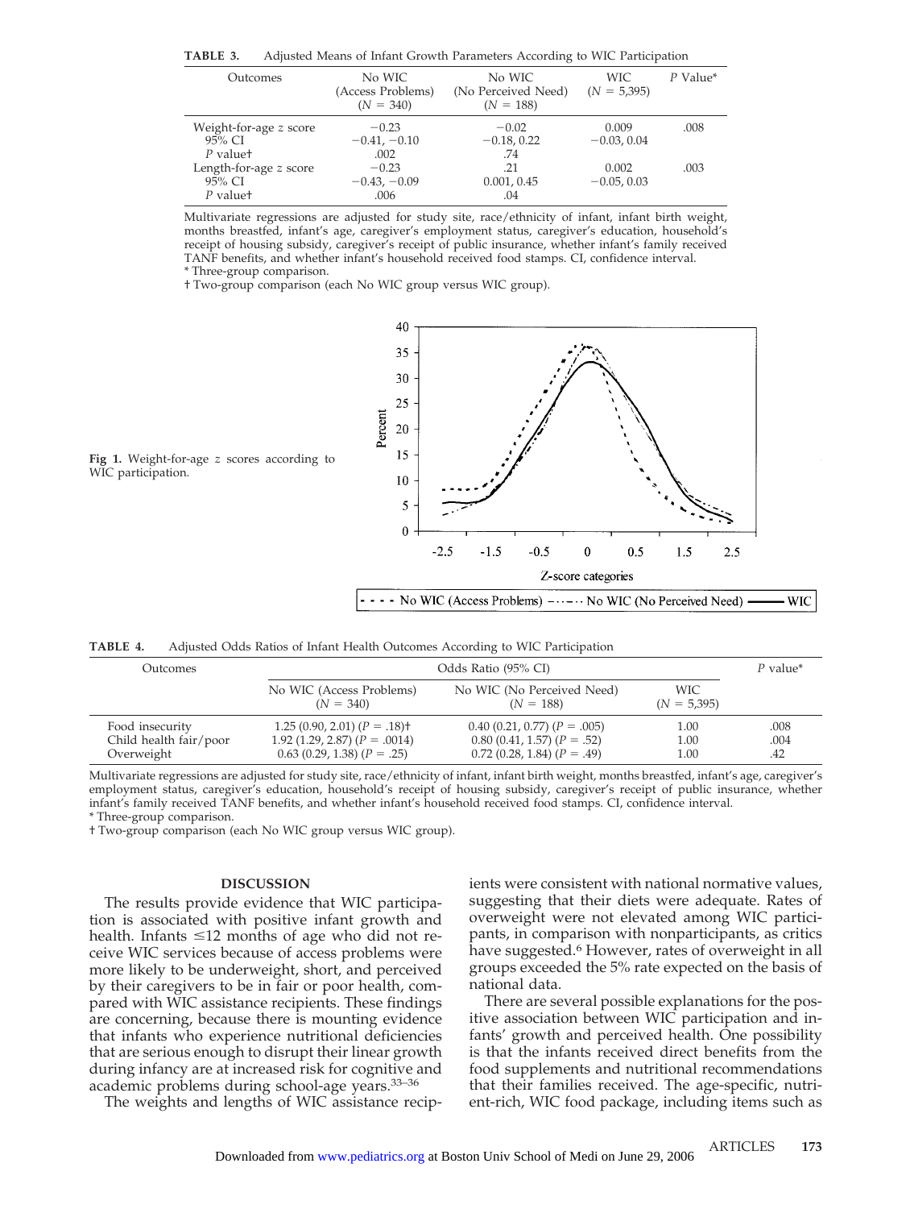**TABLE 3.** Adjusted Means of Infant Growth Parameters According to WIC Participation

| Outcomes | No WIC (Access Problems) ($N$ = 340) | No WIC (No Perceived Need) ($N$ = 188) | WIC ($N$ = 5,395) | $P$ Value* |
|---|---|---|---|---|
| Weight-for-age $z$ score | −0.23 | −0.02 | 0.009 | .008 |
| 95% CI | −0.41, −0.10 | −0.18, 0.22 | −0.03, 0.04 | |
| $P$ value† | .002 | .74 | | |
| Length-for-age $z$ score | −0.23 | .21 | 0.002 | .003 |
| 95% CI | −0.43, −0.09 | 0.001, 0.45 | −0.05, 0.03 | |
| $P$ value† | .006 | .04 | | |

Multivariate regressions are adjusted for study site, race/ethnicity of infant, infant birth weight, months breastfed, infant's age, caregiver's employment status, caregiver's education, household's receipt of housing subsidy, caregiver's receipt of public insurance, whether infant's family received TANF benefits, and whether infant's household received food stamps. CI, confidence interval.
\* Three-group comparison.
† Two-group comparison (each No WIC group versus WIC group).

**Fig 1.** Weight-for-age $z$ scores according to WIC participation.

**TABLE 4.** Adjusted Odds Ratios of Infant Health Outcomes According to WIC Participation

| Outcomes | Odds Ratio (95% CI) | | | $P$ value* |
|---|---|---|---|---|
| | No WIC (Access Problems) ($N$ = 340) | No WIC (No Perceived Need) ($N$ = 188) | WIC ($N$ = 5,395) | |
| Food insecurity | 1.25 (0.90, 2.01) ($P$ = .18)† | 0.40 (0.21, 0.77) ($P$ = .005) | 1.00 | .008 |
| Child health fair/poor | 1.92 (1.29, 2.87) ($P$ = .0014) | 0.80 (0.41, 1.57) ($P$ = .52) | 1.00 | .004 |
| Overweight | 0.63 (0.29, 1.38) ($P$ = .25) | 0.72 (0.28, 1.84) ($P$ = .49) | 1.00 | .42 |

Multivariate regressions are adjusted for study site, race/ethnicity of infant, infant birth weight, months breastfed, infant's age, caregiver's employment status, caregiver's education, household's receipt of housing subsidy, caregiver's receipt of public insurance, whether infant's family received TANF benefits, and whether infant's household received food stamps. CI, confidence interval.
\* Three-group comparison.
† Two-group comparison (each No WIC group versus WIC group).

## DISCUSSION

The results provide evidence that WIC participation is associated with positive infant growth and health. Infants ≤12 months of age who did not receive WIC services because of access problems were more likely to be underweight, short, and perceived by their caregivers to be in fair or poor health, compared with WIC assistance recipients. These findings are concerning, because there is mounting evidence that infants who experience nutritional deficiencies that are serious enough to disrupt their linear growth during infancy are at increased risk for cognitive and academic problems during school-age years.[33–36]

The weights and lengths of WIC assistance recipients were consistent with national normative values, suggesting that their diets were adequate. Rates of overweight were not elevated among WIC participants, in comparison with nonparticipants, as critics have suggested.[6] However, rates of overweight in all groups exceeded the 5% rate expected on the basis of national data.

There are several possible explanations for the positive association between WIC participation and infants' growth and perceived health. One possibility is that the infants received direct benefits from the food supplements and nutritional recommendations that their families received. The age-specific, nutrient-rich, WIC food package, including items such as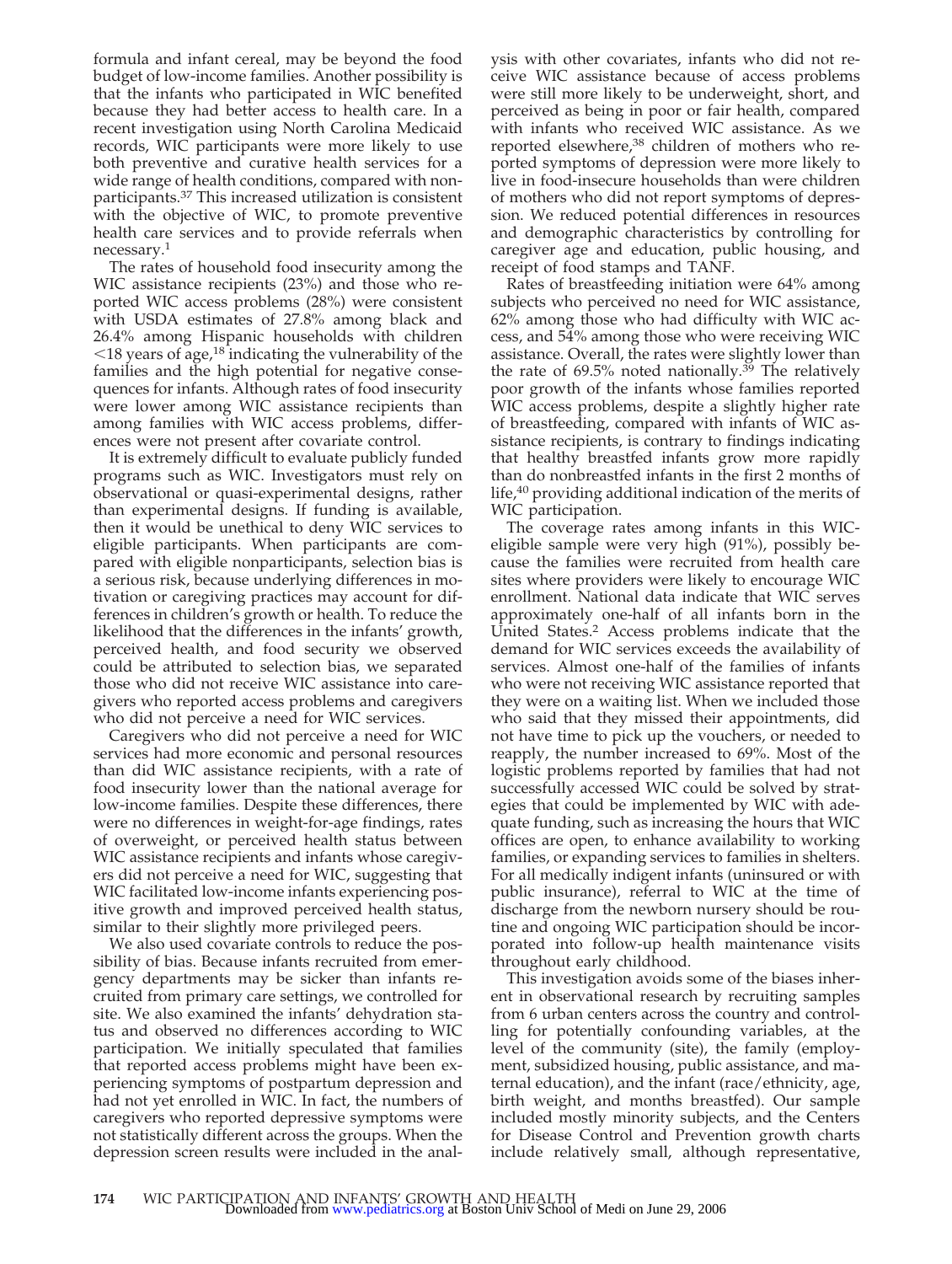formula and infant cereal, may be beyond the food budget of low-income families. Another possibility is that the infants who participated in WIC benefited because they had better access to health care. In a recent investigation using North Carolina Medicaid records, WIC participants were more likely to use both preventive and curative health services for a wide range of health conditions, compared with nonparticipants.[37] This increased utilization is consistent with the objective of WIC, to promote preventive health care services and to provide referrals when necessary.[1]

The rates of household food insecurity among the WIC assistance recipients (23%) and those who reported WIC access problems (28%) were consistent with USDA estimates of 27.8% among black and 26.4% among Hispanic households with children <18 years of age,[18] indicating the vulnerability of the families and the high potential for negative consequences for infants. Although rates of food insecurity were lower among WIC assistance recipients than among families with WIC access problems, differences were not present after covariate control.

It is extremely difficult to evaluate publicly funded programs such as WIC. Investigators must rely on observational or quasi-experimental designs, rather than experimental designs. If funding is available, then it would be unethical to deny WIC services to eligible participants. When participants are compared with eligible nonparticipants, selection bias is a serious risk, because underlying differences in motivation or caregiving practices may account for differences in children's growth or health. To reduce the likelihood that the differences in the infants' growth, perceived health, and food security we observed could be attributed to selection bias, we separated those who did not receive WIC assistance into caregivers who reported access problems and caregivers who did not perceive a need for WIC services.

Caregivers who did not perceive a need for WIC services had more economic and personal resources than did WIC assistance recipients, with a rate of food insecurity lower than the national average for low-income families. Despite these differences, there were no differences in weight-for-age findings, rates of overweight, or perceived health status between WIC assistance recipients and infants whose caregivers did not perceive a need for WIC, suggesting that WIC facilitated low-income infants experiencing positive growth and improved perceived health status, similar to their slightly more privileged peers.

We also used covariate controls to reduce the possibility of bias. Because infants recruited from emergency departments may be sicker than infants recruited from primary care settings, we controlled for site. We also examined the infants' dehydration status and observed no differences according to WIC participation. We initially speculated that families that reported access problems might have been experiencing symptoms of postpartum depression and had not yet enrolled in WIC. In fact, the numbers of caregivers who reported depressive symptoms were not statistically different across the groups. When the depression screen results were included in the analysis with other covariates, infants who did not receive WIC assistance because of access problems were still more likely to be underweight, short, and perceived as being in poor or fair health, compared with infants who received WIC assistance. As we reported elsewhere,[38] children of mothers who reported symptoms of depression were more likely to live in food-insecure households than were children of mothers who did not report symptoms of depression. We reduced potential differences in resources and demographic characteristics by controlling for caregiver age and education, public housing, and receipt of food stamps and TANF.

Rates of breastfeeding initiation were 64% among subjects who perceived no need for WIC assistance, 62% among those who had difficulty with WIC access, and 54% among those who were receiving WIC assistance. Overall, the rates were slightly lower than the rate of 69.5% noted nationally.[39] The relatively poor growth of the infants whose families reported WIC access problems, despite a slightly higher rate of breastfeeding, compared with infants of WIC assistance recipients, is contrary to findings indicating that healthy breastfed infants grow more rapidly than do nonbreastfed infants in the first 2 months of life,[40] providing additional indication of the merits of WIC participation.

The coverage rates among infants in this WIC-eligible sample were very high (91%), possibly because the families were recruited from health care sites where providers were likely to encourage WIC enrollment. National data indicate that WIC serves approximately one-half of all infants born in the United States.[2] Access problems indicate that the demand for WIC services exceeds the availability of services. Almost one-half of the families of infants who were not receiving WIC assistance reported that they were on a waiting list. When we included those who said that they missed their appointments, did not have time to pick up the vouchers, or needed to reapply, the number increased to 69%. Most of the logistic problems reported by families that had not successfully accessed WIC could be solved by strategies that could be implemented by WIC with adequate funding, such as increasing the hours that WIC offices are open, to enhance availability to working families, or expanding services to families in shelters. For all medically indigent infants (uninsured or with public insurance), referral to WIC at the time of discharge from the newborn nursery should be routine and ongoing WIC participation should be incorporated into follow-up health maintenance visits throughout early childhood.

This investigation avoids some of the biases inherent in observational research by recruiting samples from 6 urban centers across the country and controlling for potentially confounding variables, at the level of the community (site), the family (employment, subsidized housing, public assistance, and maternal education), and the infant (race/ethnicity, age, birth weight, and months breastfed). Our sample included mostly minority subjects, and the Centers for Disease Control and Prevention growth charts include relatively small, although representative,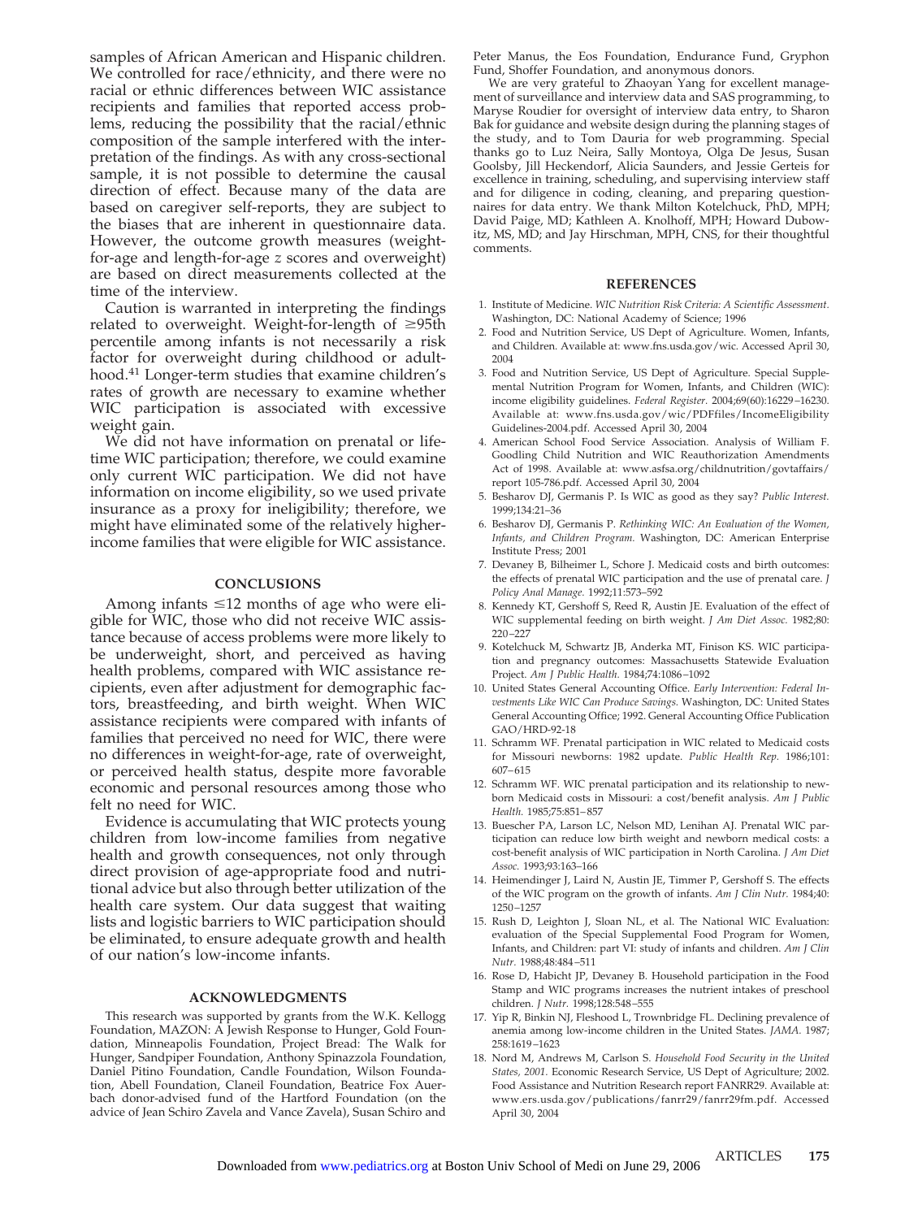samples of African American and Hispanic children. We controlled for race/ethnicity, and there were no racial or ethnic differences between WIC assistance recipients and families that reported access problems, reducing the possibility that the racial/ethnic composition of the sample interfered with the interpretation of the findings. As with any cross-sectional sample, it is not possible to determine the causal direction of effect. Because many of the data are based on caregiver self-reports, they are subject to the biases that are inherent in questionnaire data. However, the outcome growth measures (weight-for-age and length-for-age *z* scores and overweight) are based on direct measurements collected at the time of the interview.

Caution is warranted in interpreting the findings related to overweight. Weight-for-length of ≥95th percentile among infants is not necessarily a risk factor for overweight during childhood or adulthood.[41] Longer-term studies that examine children's rates of growth are necessary to examine whether WIC participation is associated with excessive weight gain.

We did not have information on prenatal or lifetime WIC participation; therefore, we could examine only current WIC participation. We did not have information on income eligibility, so we used private insurance as a proxy for ineligibility; therefore, we might have eliminated some of the relatively higher-income families that were eligible for WIC assistance.

## CONCLUSIONS

Among infants ≤12 months of age who were eligible for WIC, those who did not receive WIC assistance because of access problems were more likely to be underweight, short, and perceived as having health problems, compared with WIC assistance recipients, even after adjustment for demographic factors, breastfeeding, and birth weight. When WIC assistance recipients were compared with infants of families that perceived no need for WIC, there were no differences in weight-for-age, rate of overweight, or perceived health status, despite more favorable economic and personal resources among those who felt no need for WIC.

Evidence is accumulating that WIC protects young children from low-income families from negative health and growth consequences, not only through direct provision of age-appropriate food and nutritional advice but also through better utilization of the health care system. Our data suggest that waiting lists and logistic barriers to WIC participation should be eliminated, to ensure adequate growth and health of our nation's low-income infants.

## ACKNOWLEDGMENTS

This research was supported by grants from the W.K. Kellogg Foundation, MAZON: A Jewish Response to Hunger, Gold Foundation, Minneapolis Foundation, Project Bread: The Walk for Hunger, Sandpiper Foundation, Anthony Spinazzola Foundation, Daniel Pitino Foundation, Candle Foundation, Wilson Foundation, Abell Foundation, Claneil Foundation, Beatrice Fox Auerbach donor-advised fund of the Hartford Foundation (on the advice of Jean Schiro Zavela and Vance Zavela), Susan Schiro and Peter Manus, the Eos Foundation, Endurance Fund, Gryphon Fund, Shoffer Foundation, and anonymous donors.

We are very grateful to Zhaoyan Yang for excellent management of surveillance and interview data and SAS programming, to Maryse Roudier for oversight of interview data entry, to Sharon Bak for guidance and website design during the planning stages of the study, and to Tom Dauria for web programming. Special thanks go to Luz Neira, Sally Montoya, Olga De Jesus, Susan Goolsby, Jill Heckendorf, Alicia Saunders, and Jessie Gerteis for excellence in training, scheduling, and supervising interview staff and for diligence in coding, cleaning, and preparing questionnaires for data entry. We thank Milton Kotelchuck, PhD, MPH; David Paige, MD; Kathleen A. Knolhoff, MPH; Howard Dubowitz, MS, MD; and Jay Hirschman, MPH, CNS, for their thoughtful comments.

## REFERENCES

1. Institute of Medicine. *WIC Nutrition Risk Criteria: A Scientific Assessment.* Washington, DC: National Academy of Science; 1996
2. Food and Nutrition Service, US Dept of Agriculture. Women, Infants, and Children. Available at: www.fns.usda.gov/wic. Accessed April 30, 2004
3. Food and Nutrition Service, US Dept of Agriculture. Special Supplemental Nutrition Program for Women, Infants, and Children (WIC): income eligibility guidelines. *Federal Register.* 2004;69(60):16229–16230. Available at: www.fns.usda.gov/wic/PDFfiles/IncomeEligibilityGuidelines-2004.pdf. Accessed April 30, 2004
4. American School Food Service Association. Analysis of William F. Goodling Child Nutrition and WIC Reauthorization Amendments Act of 1998. Available at: www.asfsa.org/childnutrition/govtaffairs/report 105-786.pdf. Accessed April 30, 2004
5. Besharov DJ, Germanis P. Is WIC as good as they say? *Public Interest.* 1999;134:21–36
6. Besharov DJ, Germanis P. *Rethinking WIC: An Evaluation of the Women, Infants, and Children Program.* Washington, DC: American Enterprise Institute Press; 2001
7. Devaney B, Bilheimer L, Schore J. Medicaid costs and birth outcomes: the effects of prenatal WIC participation and the use of prenatal care. *J Policy Anal Manage.* 1992;11:573–592
8. Kennedy KT, Gershoff S, Reed R, Austin JE. Evaluation of the effect of WIC supplemental feeding on birth weight. *J Am Diet Assoc.* 1982;80: 220–227
9. Kotelchuck M, Schwartz JB, Anderka MT, Finison KS. WIC participation and pregnancy outcomes: Massachusetts Statewide Evaluation Project. *Am J Public Health.* 1984;74:1086–1092
10. United States General Accounting Office. *Early Intervention: Federal Investments Like WIC Can Produce Savings.* Washington, DC: United States General Accounting Office; 1992. General Accounting Office Publication GAO/HRD-92-18
11. Schramm WF. Prenatal participation in WIC related to Medicaid costs for Missouri newborns: 1982 update. *Public Health Rep.* 1986;101: 607–615
12. Schramm WF. WIC prenatal participation and its relationship to newborn Medicaid costs in Missouri: a cost/benefit analysis. *Am J Public Health.* 1985;75:851–857
13. Buescher PA, Larson LC, Nelson MD, Lenihan AJ. Prenatal WIC participation can reduce low birth weight and newborn medical costs: a cost-benefit analysis of WIC participation in North Carolina. *J Am Diet Assoc.* 1993;93:163–166
14. Heimendinger J, Laird N, Austin JE, Timmer P, Gershoff S. The effects of the WIC program on the growth of infants. *Am J Clin Nutr.* 1984;40: 1250–1257
15. Rush D, Leighton J, Sloan NL, et al. The National WIC Evaluation: evaluation of the Special Supplemental Food Program for Women, Infants, and Children: part VI: study of infants and children. *Am J Clin Nutr.* 1988;48:484–511
16. Rose D, Habicht JP, Devaney B. Household participation in the Food Stamp and WIC programs increases the nutrient intakes of preschool children. *J Nutr.* 1998;128:548–555
17. Yip R, Binkin NJ, Fleshood L, Trowbridge FL. Declining prevalence of anemia among low-income children in the United States. *JAMA.* 1987; 258:1619–1623
18. Nord M, Andrews M, Carlson S. *Household Food Security in the United States, 2001.* Economic Research Service, US Dept of Agriculture; 2002. Food Assistance and Nutrition Research report FANRR29. Available at: www.ers.usda.gov/publications/fanrr29/fanrr29fm.pdf. Accessed April 30, 2004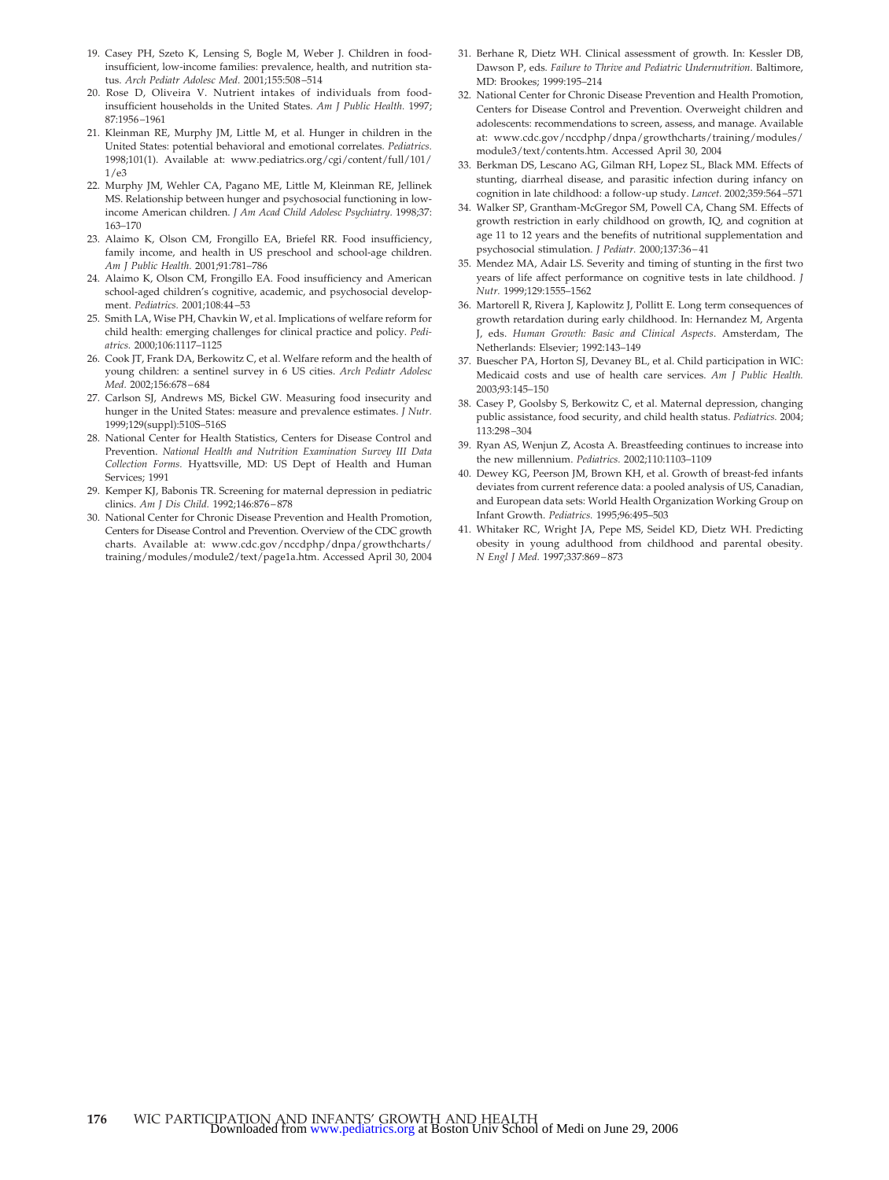19. Casey PH, Szeto K, Lensing S, Bogle M, Weber J. Children in food-insufficient, low-income families: prevalence, health, and nutrition status. *Arch Pediatr Adolesc Med.* 2001;155:508–514
20. Rose D, Oliveira V. Nutrient intakes of individuals from food-insufficient households in the United States. *Am J Public Health.* 1997;87:1956–1961
21. Kleinman RE, Murphy JM, Little M, et al. Hunger in children in the United States: potential behavioral and emotional correlates. *Pediatrics.* 1998;101(1). Available at: www.pediatrics.org/cgi/content/full/101/1/e3
22. Murphy JM, Wehler CA, Pagano ME, Little M, Kleinman RE, Jellinek MS. Relationship between hunger and psychosocial functioning in low-income American children. *J Am Acad Child Adolesc Psychiatry.* 1998;37:163–170
23. Alaimo K, Olson CM, Frongillo EA, Briefel RR. Food insufficiency, family income, and health in US preschool and school-age children. *Am J Public Health.* 2001;91:781–786
24. Alaimo K, Olson CM, Frongillo EA. Food insufficiency and American school-aged children's cognitive, academic, and psychosocial development. *Pediatrics.* 2001;108:44–53
25. Smith LA, Wise PH, Chavkin W, et al. Implications of welfare reform for child health: emerging challenges for clinical practice and policy. *Pediatrics.* 2000;106:1117–1125
26. Cook JT, Frank DA, Berkowitz C, et al. Welfare reform and the health of young children: a sentinel survey in 6 US cities. *Arch Pediatr Adolesc Med.* 2002;156:678–684
27. Carlson SJ, Andrews MS, Bickel GW. Measuring food insecurity and hunger in the United States: measure and prevalence estimates. *J Nutr.* 1999;129(suppl):510S–516S
28. National Center for Health Statistics, Centers for Disease Control and Prevention. *National Health and Nutrition Examination Survey III Data Collection Forms.* Hyattsville, MD: US Dept of Health and Human Services; 1991
29. Kemper KJ, Babonis TR. Screening for maternal depression in pediatric clinics. *Am J Dis Child.* 1992;146:876–878
30. National Center for Chronic Disease Prevention and Health Promotion, Centers for Disease Control and Prevention. Overview of the CDC growth charts. Available at: www.cdc.gov/nccdphp/dnpa/growthcharts/training/modules/module2/text/page1a.htm. Accessed April 30, 2004
31. Berhane R, Dietz WH. Clinical assessment of growth. In: Kessler DB, Dawson P, eds. *Failure to Thrive and Pediatric Undernutrition.* Baltimore, MD: Brookes; 1999:195–214
32. National Center for Chronic Disease Prevention and Health Promotion, Centers for Disease Control and Prevention. Overweight children and adolescents: recommendations to screen, assess, and manage. Available at: www.cdc.gov/nccdphp/dnpa/growthcharts/training/modules/module3/text/contents.htm. Accessed April 30, 2004
33. Berkman DS, Lescano AG, Gilman RH, Lopez SL, Black MM. Effects of stunting, diarrheal disease, and parasitic infection during infancy on cognition in late childhood: a follow-up study. *Lancet.* 2002;359:564–571
34. Walker SP, Grantham-McGregor SM, Powell CA, Chang SM. Effects of growth restriction in early childhood on growth, IQ, and cognition at age 11 to 12 years and the benefits of nutritional supplementation and psychosocial stimulation. *J Pediatr.* 2000;137:36–41
35. Mendez MA, Adair LS. Severity and timing of stunting in the first two years of life affect performance on cognitive tests in late childhood. *J Nutr.* 1999;129:1555–1562
36. Martorell R, Rivera J, Kaplowitz J, Pollitt E. Long term consequences of growth retardation during early childhood. In: Hernandez M, Argenta J, eds. *Human Growth: Basic and Clinical Aspects.* Amsterdam, The Netherlands: Elsevier; 1992:143–149
37. Buescher PA, Horton SJ, Devaney BL, et al. Child participation in WIC: Medicaid costs and use of health care services. *Am J Public Health.* 2003;93:145–150
38. Casey P, Goolsby S, Berkowitz C, et al. Maternal depression, changing public assistance, food security, and child health status. *Pediatrics.* 2004;113:298–304
39. Ryan AS, Wenjun Z, Acosta A. Breastfeeding continues to increase into the new millennium. *Pediatrics.* 2002;110:1103–1109
40. Dewey KG, Peerson JM, Brown KH, et al. Growth of breast-fed infants deviates from current reference data: a pooled analysis of US, Canadian, and European data sets: World Health Organization Working Group on Infant Growth. *Pediatrics.* 1995;96:495–503
41. Whitaker RC, Wright JA, Pepe MS, Seidel KD, Dietz WH. Predicting obesity in young adulthood from childhood and parental obesity. *N Engl J Med.* 1997;337:869–873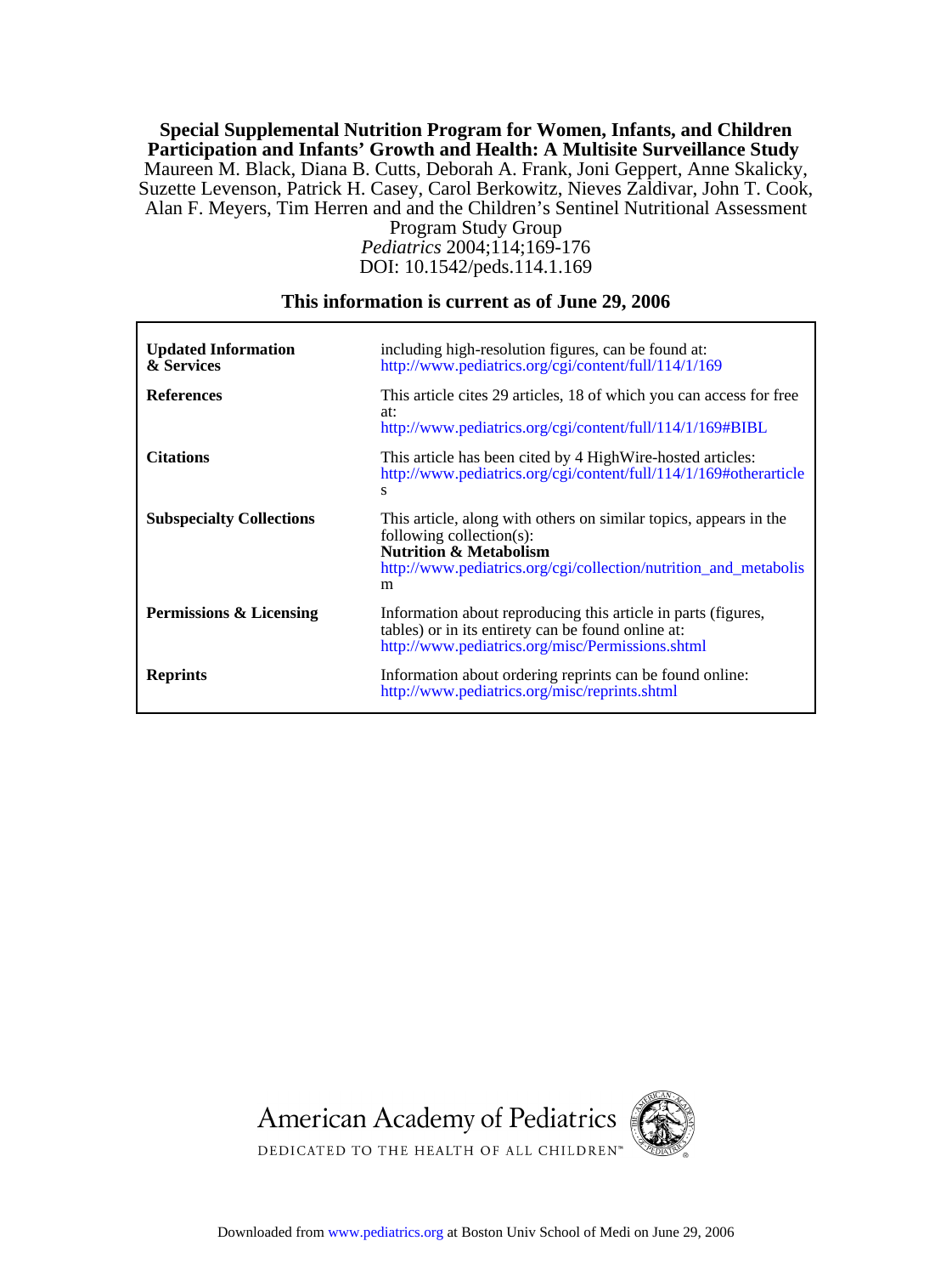**Special Supplemental Nutrition Program for Women, Infants, and Children Participation and Infants' Growth and Health: A Multisite Surveillance Study**

Maureen M. Black, Diana B. Cutts, Deborah A. Frank, Joni Geppert, Anne Skalicky, Suzette Levenson, Patrick H. Casey, Carol Berkowitz, Nieves Zaldivar, John T. Cook, Alan F. Meyers, Tim Herren and and the Children's Sentinel Nutritional Assessment Program Study Group

*Pediatrics* 2004;114;169-176

DOI: 10.1542/peds.114.1.169

**This information is current as of June 29, 2006**

| | |
|---|---|
| **Updated Information & Services** | including high-resolution figures, can be found at: http://www.pediatrics.org/cgi/content/full/114/1/169 |
| **References** | This article cites 29 articles, 18 of which you can access for free at: http://www.pediatrics.org/cgi/content/full/114/1/169#BIBL |
| **Citations** | This article has been cited by 4 HighWire-hosted articles: http://www.pediatrics.org/cgi/content/full/114/1/169#otherarticles |
| **Subspecialty Collections** | This article, along with others on similar topics, appears in the following collection(s): **Nutrition & Metabolism** http://www.pediatrics.org/cgi/collection/nutrition_and_metabolism |
| **Permissions & Licensing** | Information about reproducing this article in parts (figures, tables) or in its entirety can be found online at: http://www.pediatrics.org/misc/Permissions.shtml |
| **Reprints** | Information about ordering reprints can be found online: http://www.pediatrics.org/misc/reprints.shtml |

American Academy of Pediatrics

DEDICATED TO THE HEALTH OF ALL CHILDREN™